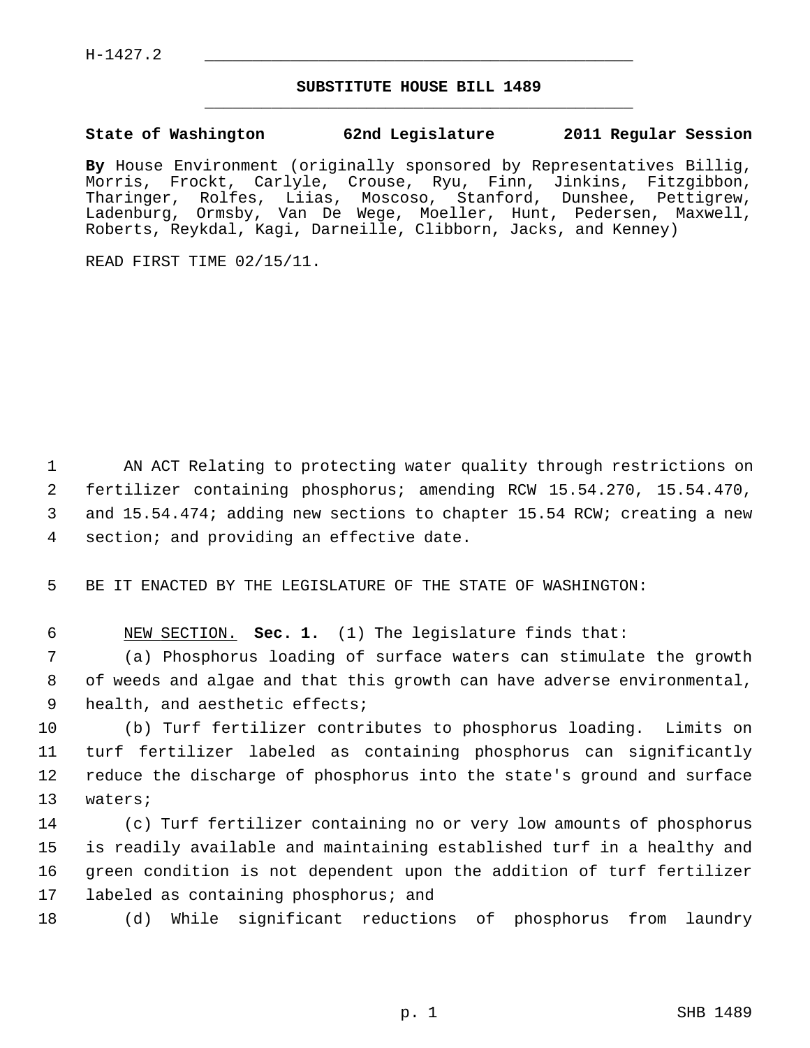H-1427.2

# SUBSTITUTE HOUSE BILL 1489

**State of Washington 62nd Legislature 2011 Regular Session**

**By** House Environment (originally sponsored by Representatives Billig, Morris, Frockt, Carlyle, Crouse, Ryu, Finn, Jinkins, Fitzgibbon, Tharinger, Rolfes, Liias, Moscoso, Stanford, Dunshee, Pettigrew, Ladenburg, Ormsby, Van De Wege, Moeller, Hunt, Pedersen, Maxwell, Roberts, Reykdal, Kagi, Darneille, Clibborn, Jacks, and Kenney)

READ FIRST TIME 02/15/11.

AN ACT Relating to protecting water quality through restrictions on fertilizer containing phosphorus; amending RCW 15.54.270, 15.54.470, and 15.54.474; adding new sections to chapter 15.54 RCW; creating a new section; and providing an effective date.

BE IT ENACTED BY THE LEGISLATURE OF THE STATE OF WASHINGTON:

NEW SECTION. **Sec. 1.** (1) The legislature finds that:

(a) Phosphorus loading of surface waters can stimulate the growth of weeds and algae and that this growth can have adverse environmental, health, and aesthetic effects;

(b) Turf fertilizer contributes to phosphorus loading. Limits on turf fertilizer labeled as containing phosphorus can significantly reduce the discharge of phosphorus into the state's ground and surface waters;

(c) Turf fertilizer containing no or very low amounts of phosphorus is readily available and maintaining established turf in a healthy and green condition is not dependent upon the addition of turf fertilizer labeled as containing phosphorus; and

(d) While significant reductions of phosphorus from laundry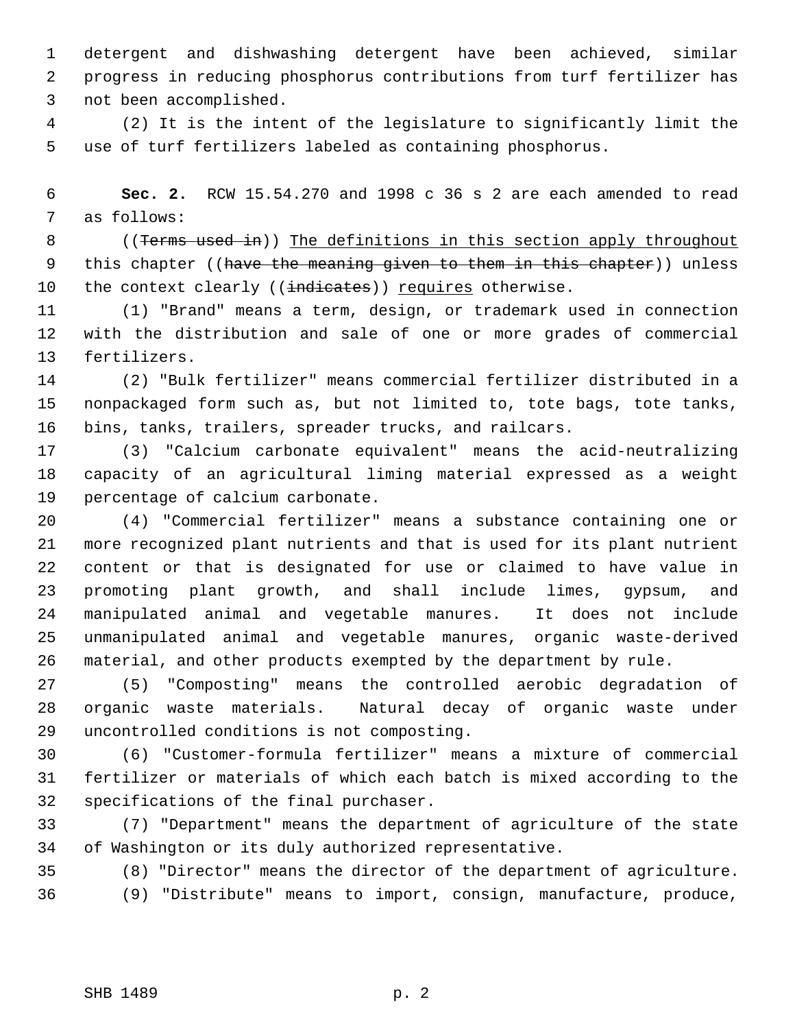detergent and dishwashing detergent have been achieved, similar progress in reducing phosphorus contributions from turf fertilizer has not been accomplished.

(2) It is the intent of the legislature to significantly limit the use of turf fertilizers labeled as containing phosphorus.

**Sec. 2.** RCW 15.54.270 and 1998 c 36 s 2 are each amended to read as follows:

((~~Terms used in~~)) The definitions in this section apply throughout this chapter ((~~have the meaning given to them in this chapter~~)) unless the context clearly ((~~indicates~~)) requires otherwise.

(1) "Brand" means a term, design, or trademark used in connection with the distribution and sale of one or more grades of commercial fertilizers.

(2) "Bulk fertilizer" means commercial fertilizer distributed in a nonpackaged form such as, but not limited to, tote bags, tote tanks, bins, tanks, trailers, spreader trucks, and railcars.

(3) "Calcium carbonate equivalent" means the acid-neutralizing capacity of an agricultural liming material expressed as a weight percentage of calcium carbonate.

(4) "Commercial fertilizer" means a substance containing one or more recognized plant nutrients and that is used for its plant nutrient content or that is designated for use or claimed to have value in promoting plant growth, and shall include limes, gypsum, and manipulated animal and vegetable manures. It does not include unmanipulated animal and vegetable manures, organic waste-derived material, and other products exempted by the department by rule.

(5) "Composting" means the controlled aerobic degradation of organic waste materials. Natural decay of organic waste under uncontrolled conditions is not composting.

(6) "Customer-formula fertilizer" means a mixture of commercial fertilizer or materials of which each batch is mixed according to the specifications of the final purchaser.

(7) "Department" means the department of agriculture of the state of Washington or its duly authorized representative.

(8) "Director" means the director of the department of agriculture.

(9) "Distribute" means to import, consign, manufacture, produce,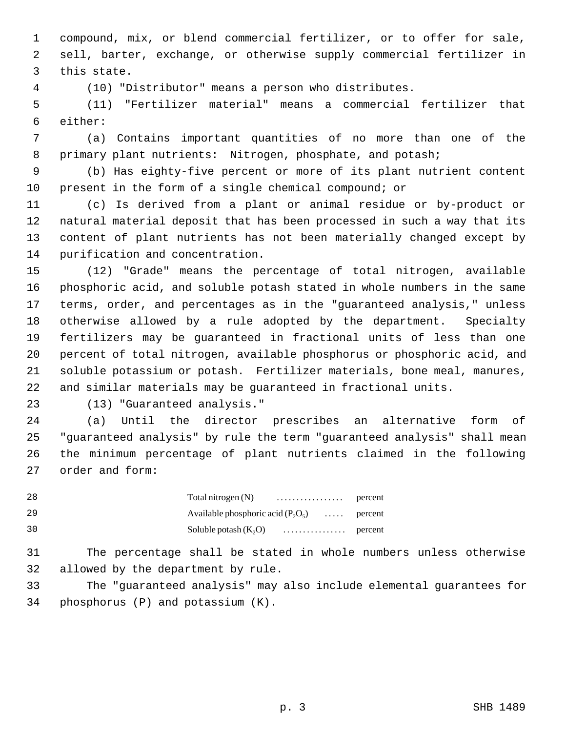compound, mix, or blend commercial fertilizer, or to offer for sale, sell, barter, exchange, or otherwise supply commercial fertilizer in this state.

(10) "Distributor" means a person who distributes.

(11) "Fertilizer material" means a commercial fertilizer that either:

(a) Contains important quantities of no more than one of the primary plant nutrients: Nitrogen, phosphate, and potash;

(b) Has eighty-five percent or more of its plant nutrient content present in the form of a single chemical compound; or

(c) Is derived from a plant or animal residue or by-product or natural material deposit that has been processed in such a way that its content of plant nutrients has not been materially changed except by purification and concentration.

(12) "Grade" means the percentage of total nitrogen, available phosphoric acid, and soluble potash stated in whole numbers in the same terms, order, and percentages as in the "guaranteed analysis," unless otherwise allowed by a rule adopted by the department. Specialty fertilizers may be guaranteed in fractional units of less than one percent of total nitrogen, available phosphorus or phosphoric acid, and soluble potassium or potash. Fertilizer materials, bone meal, manures, and similar materials may be guaranteed in fractional units.

(13) "Guaranteed analysis."

(a) Until the director prescribes an alternative form of "guaranteed analysis" by rule the term "guaranteed analysis" shall mean the minimum percentage of plant nutrients claimed in the following order and form:

Total nitrogen (N) . . . . . . . . . . . . . . . . . percent
Available phosphoric acid ($P_2O_5$) . . . . . percent
Soluble potash ($K_2O$) . . . . . . . . . . . . . . . . percent

The percentage shall be stated in whole numbers unless otherwise allowed by the department by rule.

The "guaranteed analysis" may also include elemental guarantees for phosphorus (P) and potassium (K).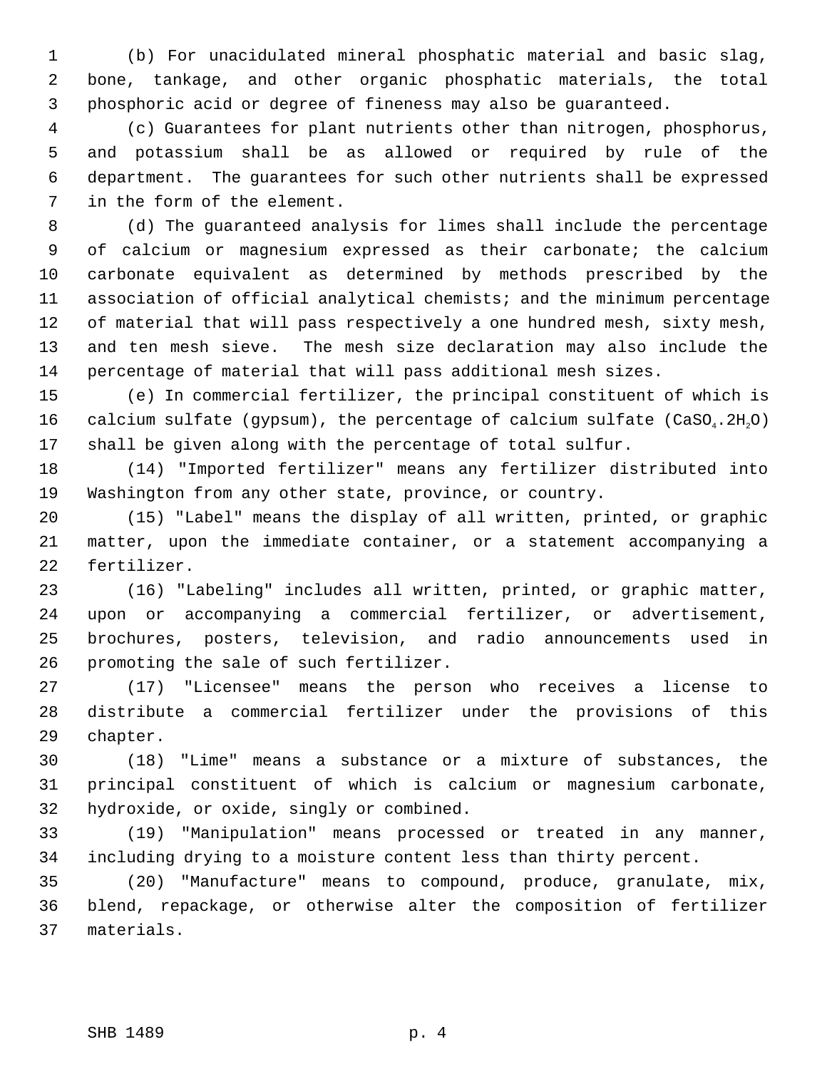(b) For unacidulated mineral phosphatic material and basic slag, bone, tankage, and other organic phosphatic materials, the total phosphoric acid or degree of fineness may also be guaranteed.

(c) Guarantees for plant nutrients other than nitrogen, phosphorus, and potassium shall be as allowed or required by rule of the department. The guarantees for such other nutrients shall be expressed in the form of the element.

(d) The guaranteed analysis for limes shall include the percentage of calcium or magnesium expressed as their carbonate; the calcium carbonate equivalent as determined by methods prescribed by the association of official analytical chemists; and the minimum percentage of material that will pass respectively a one hundred mesh, sixty mesh, and ten mesh sieve. The mesh size declaration may also include the percentage of material that will pass additional mesh sizes.

(e) In commercial fertilizer, the principal constituent of which is calcium sulfate (gypsum), the percentage of calcium sulfate ($CaSO_4.2H_2O$) shall be given along with the percentage of total sulfur.

(14) "Imported fertilizer" means any fertilizer distributed into Washington from any other state, province, or country.

(15) "Label" means the display of all written, printed, or graphic matter, upon the immediate container, or a statement accompanying a fertilizer.

(16) "Labeling" includes all written, printed, or graphic matter, upon or accompanying a commercial fertilizer, or advertisement, brochures, posters, television, and radio announcements used in promoting the sale of such fertilizer.

(17) "Licensee" means the person who receives a license to distribute a commercial fertilizer under the provisions of this chapter.

(18) "Lime" means a substance or a mixture of substances, the principal constituent of which is calcium or magnesium carbonate, hydroxide, or oxide, singly or combined.

(19) "Manipulation" means processed or treated in any manner, including drying to a moisture content less than thirty percent.

(20) "Manufacture" means to compound, produce, granulate, mix, blend, repackage, or otherwise alter the composition of fertilizer materials.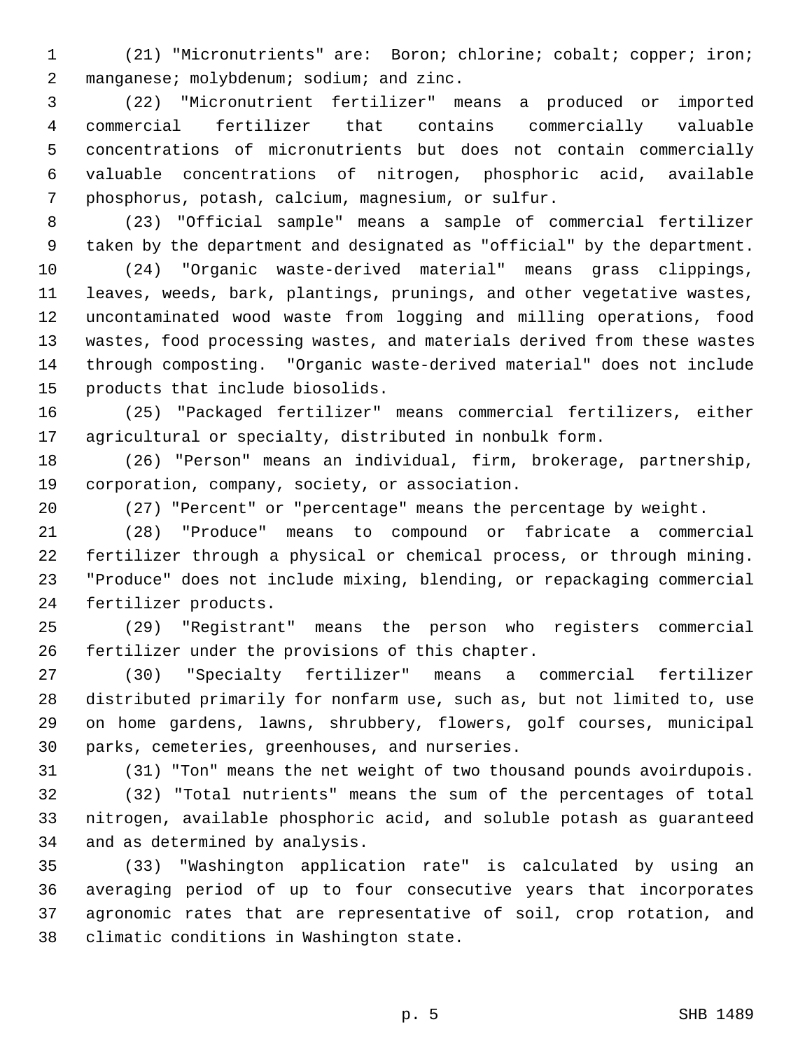(21) "Micronutrients" are: Boron; chlorine; cobalt; copper; iron; manganese; molybdenum; sodium; and zinc.

(22) "Micronutrient fertilizer" means a produced or imported commercial fertilizer that contains commercially valuable concentrations of micronutrients but does not contain commercially valuable concentrations of nitrogen, phosphoric acid, available phosphorus, potash, calcium, magnesium, or sulfur.

(23) "Official sample" means a sample of commercial fertilizer taken by the department and designated as "official" by the department.

(24) "Organic waste-derived material" means grass clippings, leaves, weeds, bark, plantings, prunings, and other vegetative wastes, uncontaminated wood waste from logging and milling operations, food wastes, food processing wastes, and materials derived from these wastes through composting. "Organic waste-derived material" does not include products that include biosolids.

(25) "Packaged fertilizer" means commercial fertilizers, either agricultural or specialty, distributed in nonbulk form.

(26) "Person" means an individual, firm, brokerage, partnership, corporation, company, society, or association.

(27) "Percent" or "percentage" means the percentage by weight.

(28) "Produce" means to compound or fabricate a commercial fertilizer through a physical or chemical process, or through mining. "Produce" does not include mixing, blending, or repackaging commercial fertilizer products.

(29) "Registrant" means the person who registers commercial fertilizer under the provisions of this chapter.

(30) "Specialty fertilizer" means a commercial fertilizer distributed primarily for nonfarm use, such as, but not limited to, use on home gardens, lawns, shrubbery, flowers, golf courses, municipal parks, cemeteries, greenhouses, and nurseries.

(31) "Ton" means the net weight of two thousand pounds avoirdupois.

(32) "Total nutrients" means the sum of the percentages of total nitrogen, available phosphoric acid, and soluble potash as guaranteed and as determined by analysis.

(33) "Washington application rate" is calculated by using an averaging period of up to four consecutive years that incorporates agronomic rates that are representative of soil, crop rotation, and climatic conditions in Washington state.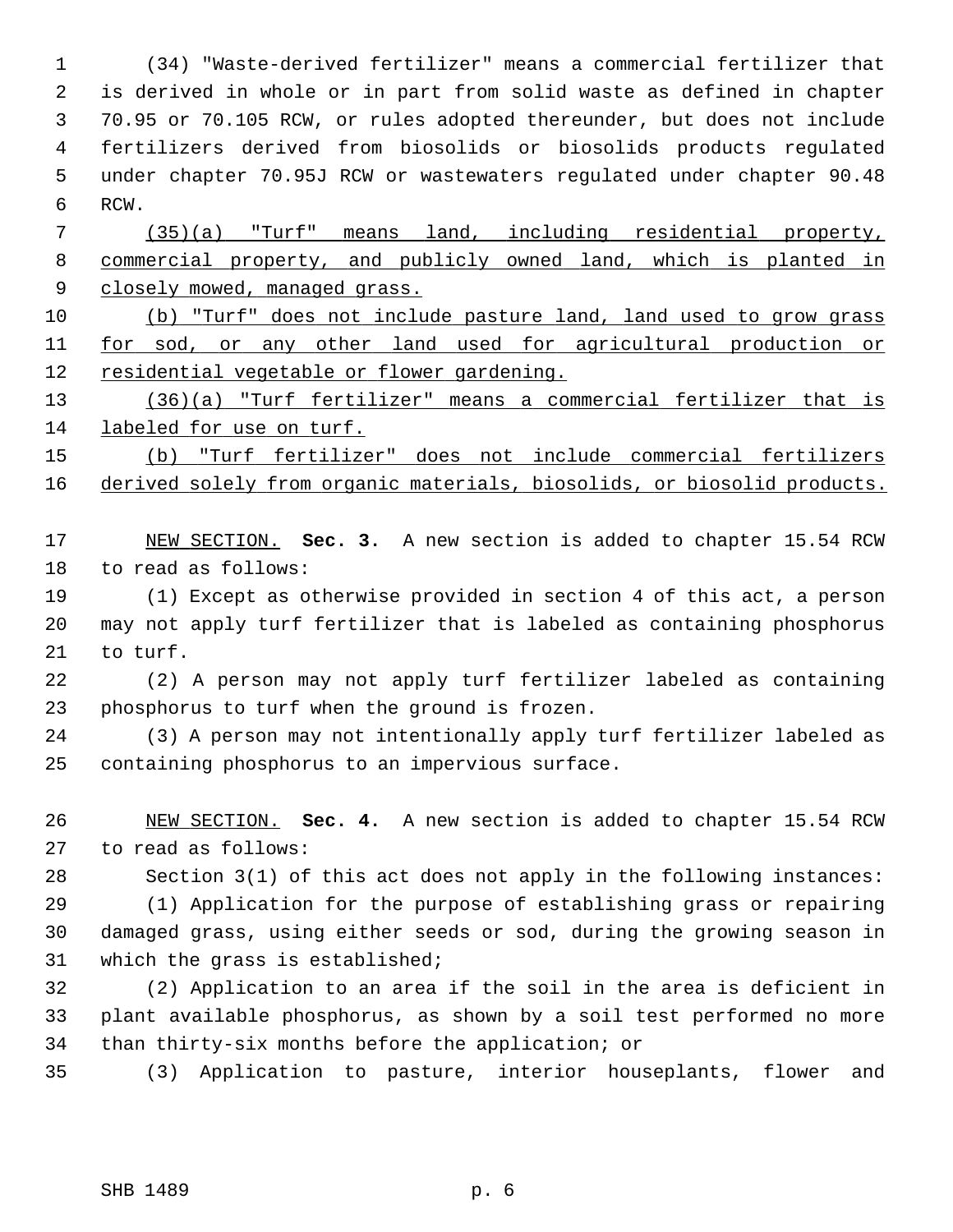(34) "Waste-derived fertilizer" means a commercial fertilizer that is derived in whole or in part from solid waste as defined in chapter 70.95 or 70.105 RCW, or rules adopted thereunder, but does not include fertilizers derived from biosolids or biosolids products regulated under chapter 70.95J RCW or wastewaters regulated under chapter 90.48 RCW.

(35)(a) "Turf" means land, including residential property, commercial property, and publicly owned land, which is planted in closely mowed, managed grass.

(b) "Turf" does not include pasture land, land used to grow grass for sod, or any other land used for agricultural production or residential vegetable or flower gardening.

(36)(a) "Turf fertilizer" means a commercial fertilizer that is labeled for use on turf.

(b) "Turf fertilizer" does not include commercial fertilizers derived solely from organic materials, biosolids, or biosolid products.

NEW SECTION. **Sec. 3.** A new section is added to chapter 15.54 RCW to read as follows:

(1) Except as otherwise provided in section 4 of this act, a person may not apply turf fertilizer that is labeled as containing phosphorus to turf.

(2) A person may not apply turf fertilizer labeled as containing phosphorus to turf when the ground is frozen.

(3) A person may not intentionally apply turf fertilizer labeled as containing phosphorus to an impervious surface.

NEW SECTION. **Sec. 4.** A new section is added to chapter 15.54 RCW to read as follows:

Section 3(1) of this act does not apply in the following instances:

(1) Application for the purpose of establishing grass or repairing damaged grass, using either seeds or sod, during the growing season in which the grass is established;

(2) Application to an area if the soil in the area is deficient in plant available phosphorus, as shown by a soil test performed no more than thirty-six months before the application; or

(3) Application to pasture, interior houseplants, flower and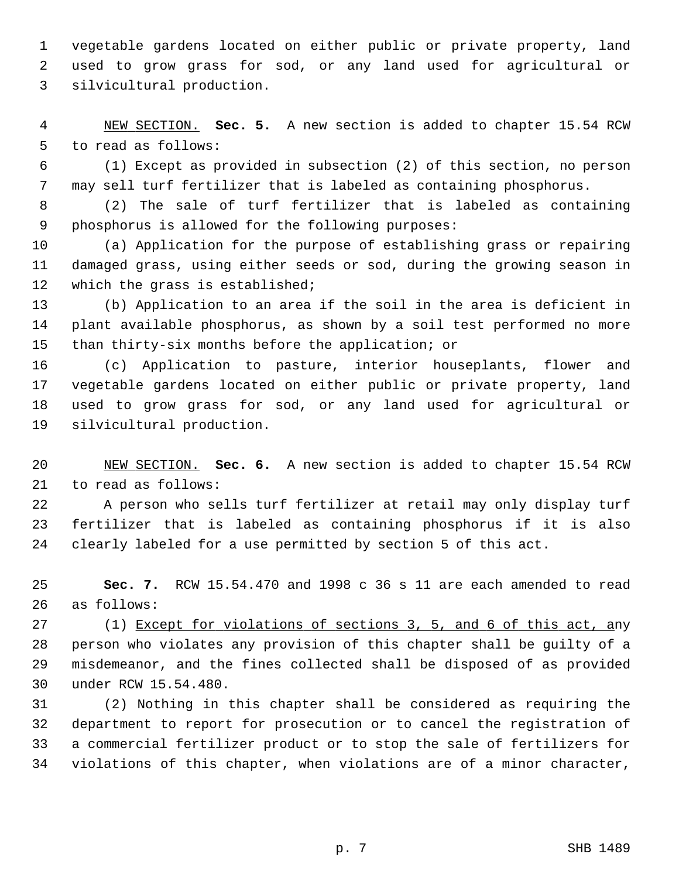vegetable gardens located on either public or private property, land used to grow grass for sod, or any land used for agricultural or silvicultural production.

<u>NEW SECTION.</u> **Sec. 5.** A new section is added to chapter 15.54 RCW to read as follows:

(1) Except as provided in subsection (2) of this section, no person may sell turf fertilizer that is labeled as containing phosphorus.

(2) The sale of turf fertilizer that is labeled as containing phosphorus is allowed for the following purposes:

(a) Application for the purpose of establishing grass or repairing damaged grass, using either seeds or sod, during the growing season in which the grass is established;

(b) Application to an area if the soil in the area is deficient in plant available phosphorus, as shown by a soil test performed no more than thirty-six months before the application; or

(c) Application to pasture, interior houseplants, flower and vegetable gardens located on either public or private property, land used to grow grass for sod, or any land used for agricultural or silvicultural production.

<u>NEW SECTION.</u> **Sec. 6.** A new section is added to chapter 15.54 RCW to read as follows:

A person who sells turf fertilizer at retail may only display turf fertilizer that is labeled as containing phosphorus if it is also clearly labeled for a use permitted by section 5 of this act.

**Sec. 7.** RCW 15.54.470 and 1998 c 36 s 11 are each amended to read as follows:

(1) <u>Except for violations of sections 3, 5, and 6 of this act, a</u>ny person who violates any provision of this chapter shall be guilty of a misdemeanor, and the fines collected shall be disposed of as provided under RCW 15.54.480.

(2) Nothing in this chapter shall be considered as requiring the department to report for prosecution or to cancel the registration of a commercial fertilizer product or to stop the sale of fertilizers for violations of this chapter, when violations are of a minor character,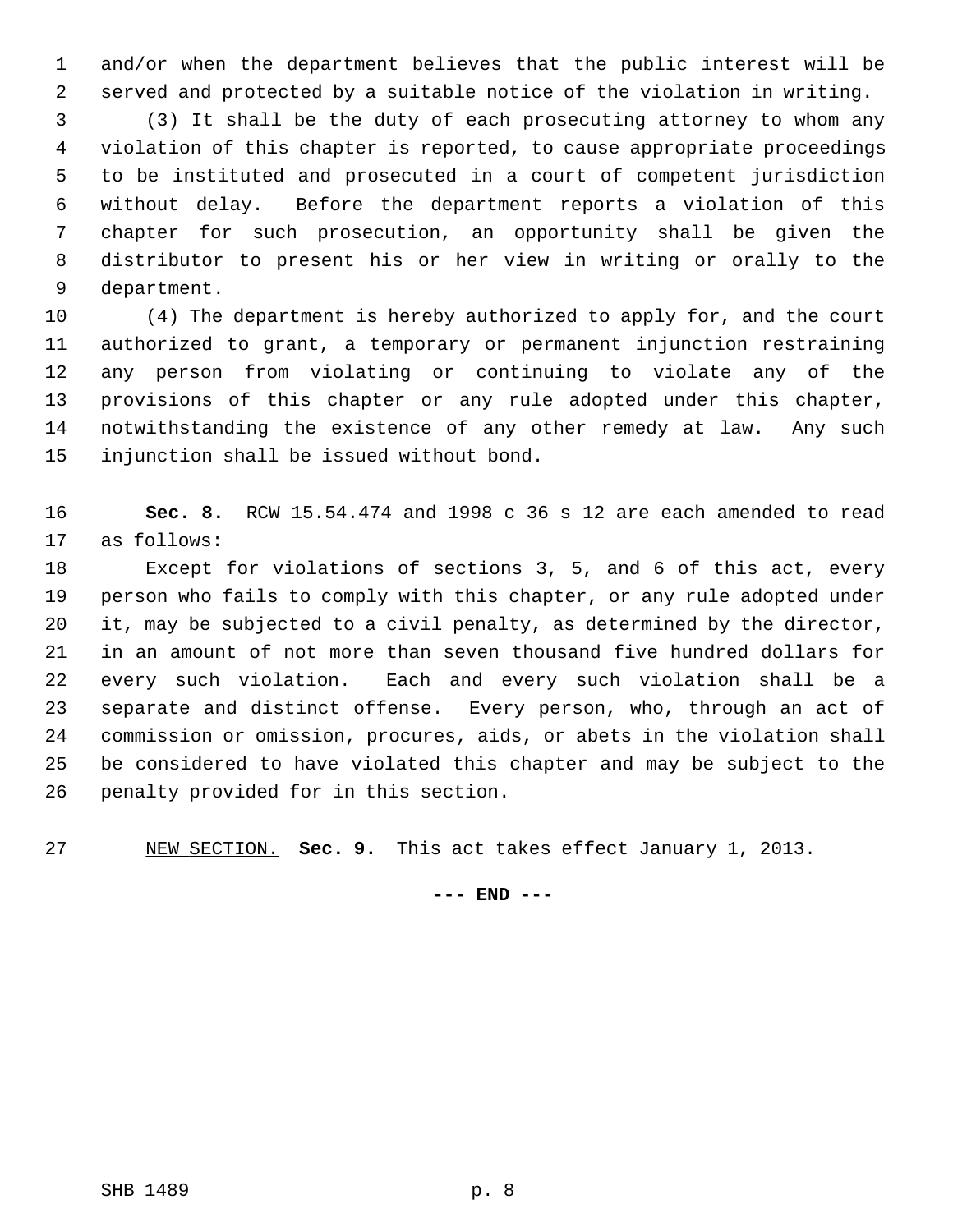and/or when the department believes that the public interest will be served and protected by a suitable notice of the violation in writing.

(3) It shall be the duty of each prosecuting attorney to whom any violation of this chapter is reported, to cause appropriate proceedings to be instituted and prosecuted in a court of competent jurisdiction without delay. Before the department reports a violation of this chapter for such prosecution, an opportunity shall be given the distributor to present his or her view in writing or orally to the department.

(4) The department is hereby authorized to apply for, and the court authorized to grant, a temporary or permanent injunction restraining any person from violating or continuing to violate any of the provisions of this chapter or any rule adopted under this chapter, notwithstanding the existence of any other remedy at law. Any such injunction shall be issued without bond.

**Sec. 8.** RCW 15.54.474 and 1998 c 36 s 12 are each amended to read as follows:

<u>Except for violations of sections 3, 5, and 6 of this act, e</u>very person who fails to comply with this chapter, or any rule adopted under it, may be subjected to a civil penalty, as determined by the director, in an amount of not more than seven thousand five hundred dollars for every such violation. Each and every such violation shall be a separate and distinct offense. Every person, who, through an act of commission or omission, procures, aids, or abets in the violation shall be considered to have violated this chapter and may be subject to the penalty provided for in this section.

<u>NEW SECTION.</u> **Sec. 9.** This act takes effect January 1, 2013.

**--- END ---**